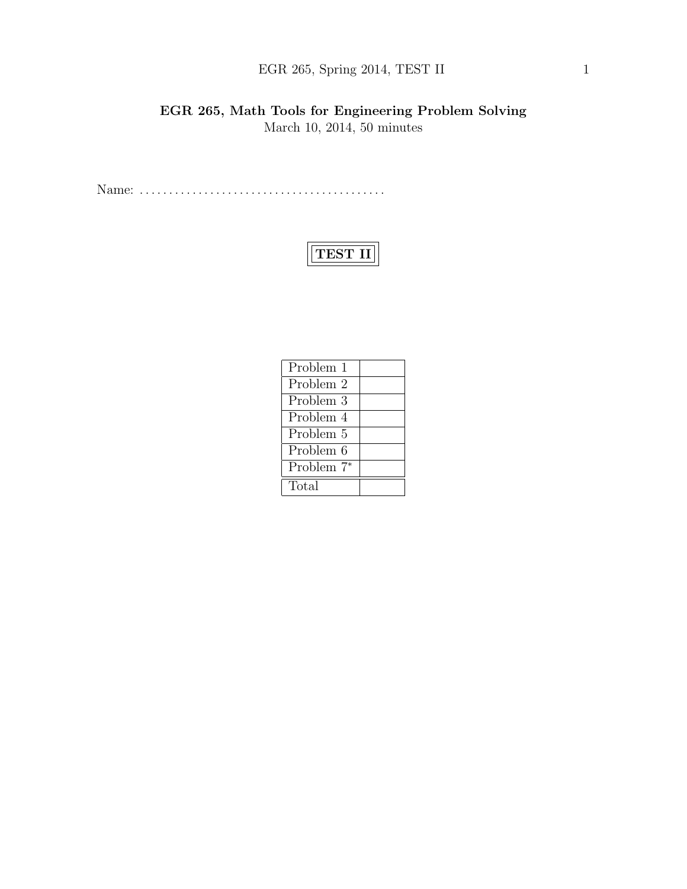# EGR 265, Math Tools for Engineering Problem Solving

March 10, 2014, 50 minutes

Name: ..........................................

## TEST II

| | |
|---|---|
| Problem 1 | |
| Problem 2 | |
| Problem 3 | |
| Problem 4 | |
| Problem 5 | |
| Problem 6 | |
| Problem 7* | |
| Total | |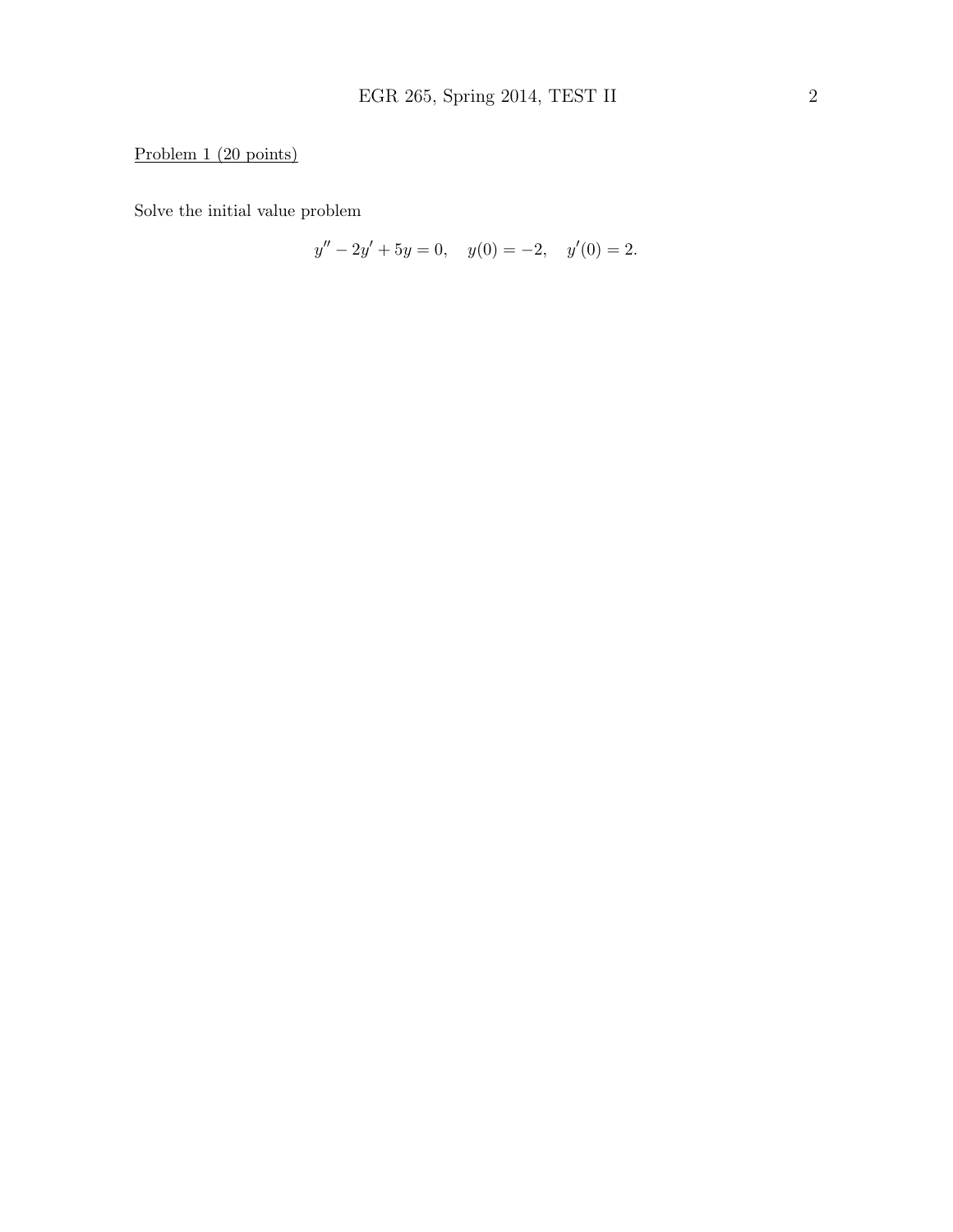Problem 1 (20 points)

Solve the initial value problem

$$y'' - 2y' + 5y = 0, \quad y(0) = -2, \quad y'(0) = 2.$$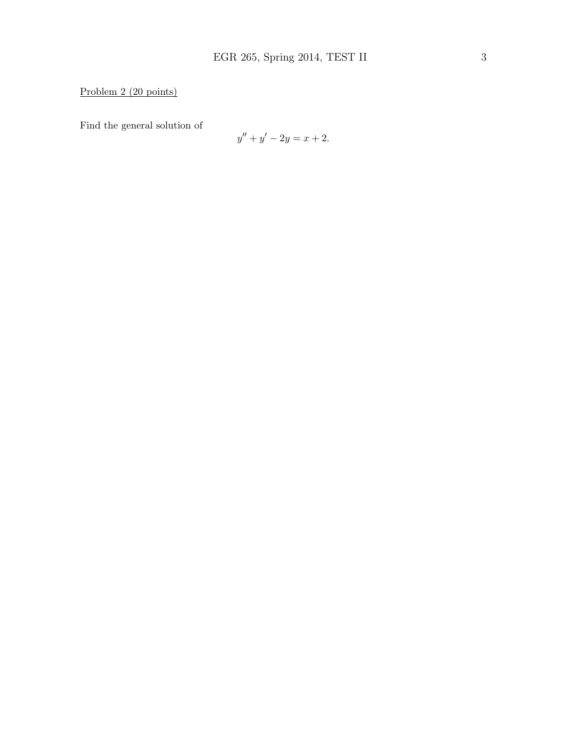Problem 2 (20 points)

Find the general solution of

$$y'' + y' - 2y = x + 2.$$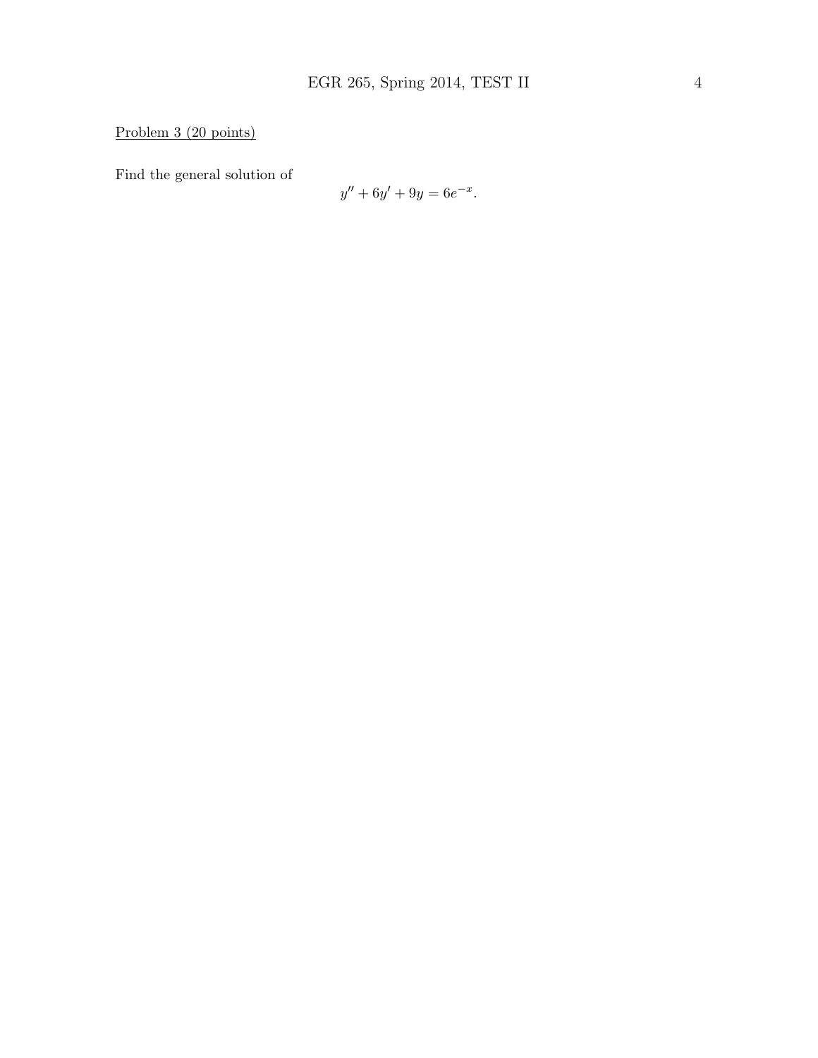Problem 3 (20 points)

Find the general solution of

$$y'' + 6y' + 9y = 6e^{-x}.$$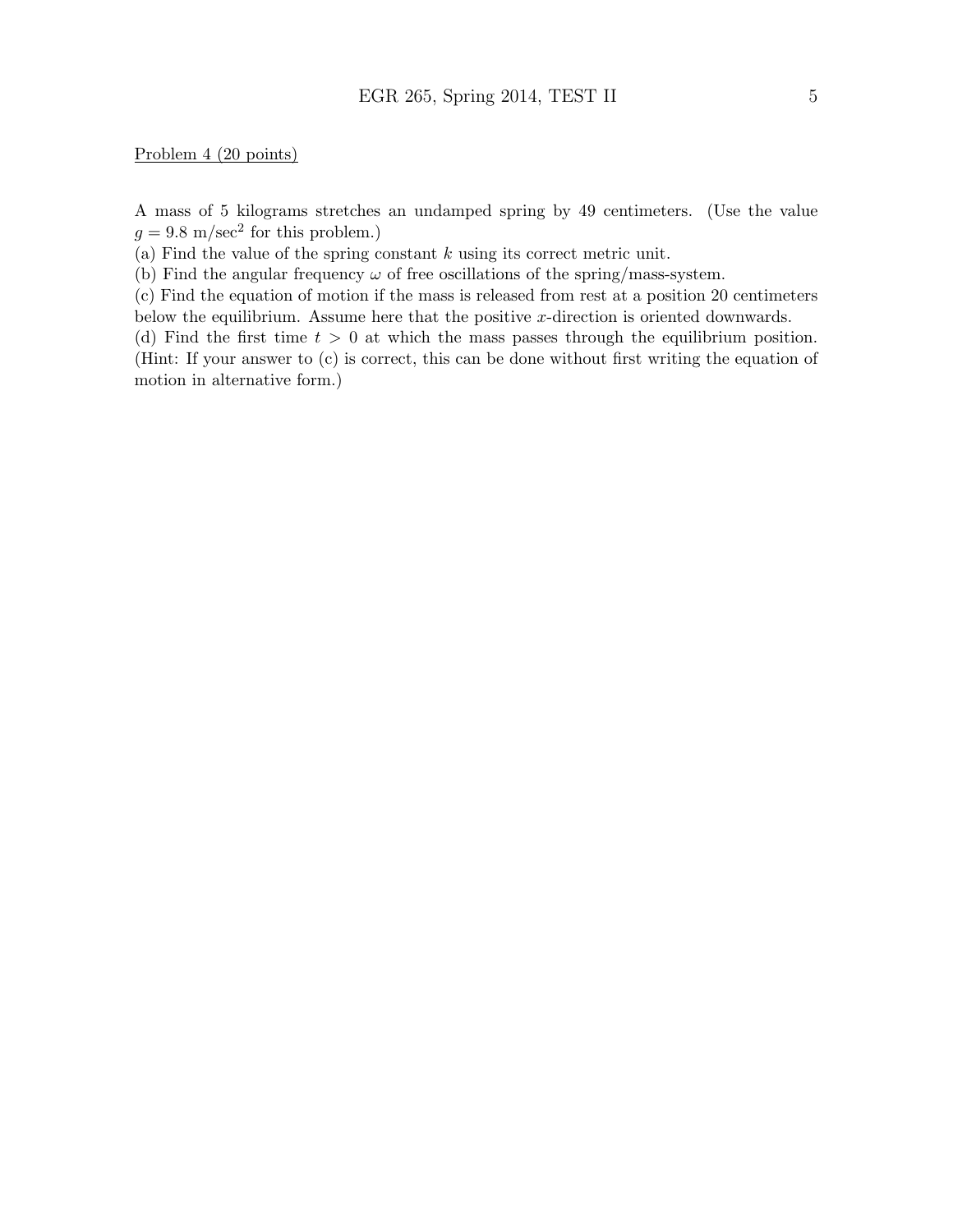Problem 4 (20 points)

A mass of 5 kilograms stretches an undamped spring by 49 centimeters. (Use the value $g = 9.8$ m/sec$^2$ for this problem.)

(a) Find the value of the spring constant $k$ using its correct metric unit.

(b) Find the angular frequency $\omega$ of free oscillations of the spring/mass-system.

(c) Find the equation of motion if the mass is released from rest at a position 20 centimeters below the equilibrium. Assume here that the positive $x$-direction is oriented downwards.

(d) Find the first time $t > 0$ at which the mass passes through the equilibrium position. (Hint: If your answer to (c) is correct, this can be done without first writing the equation of motion in alternative form.)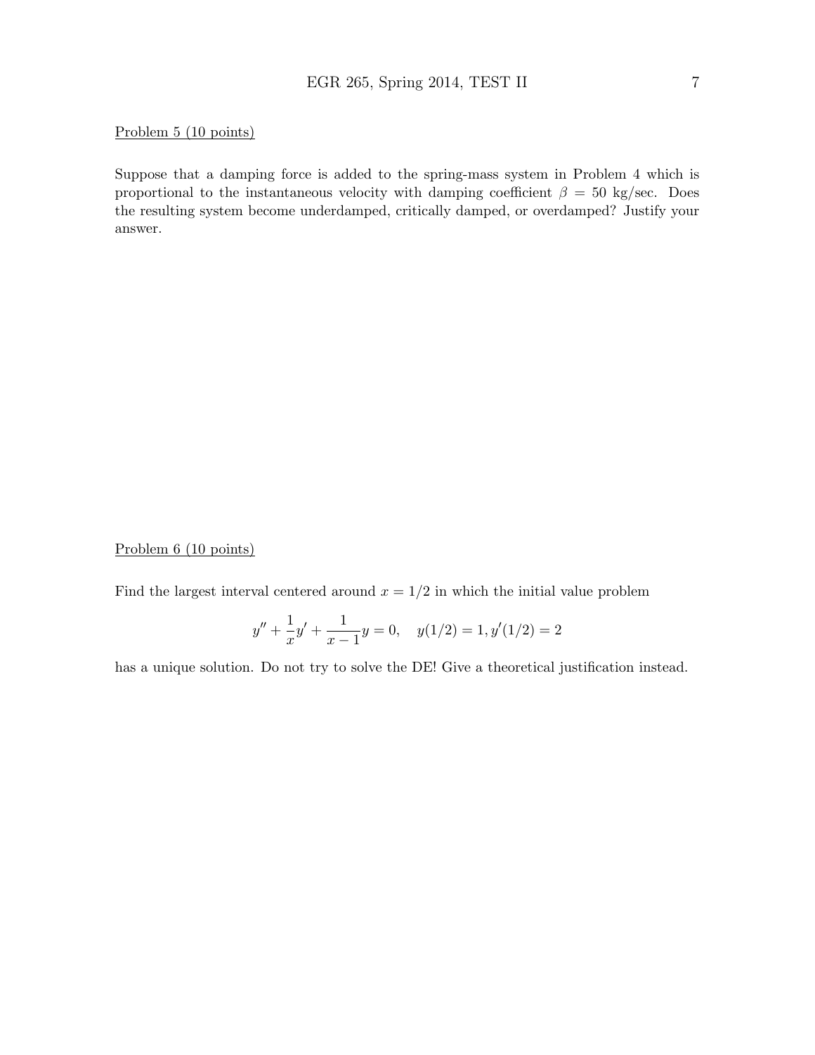Problem 5 (10 points)

Suppose that a damping force is added to the spring-mass system in Problem 4 which is proportional to the instantaneous velocity with damping coefficient $\beta = 50$ kg/sec. Does the resulting system become underdamped, critically damped, or overdamped? Justify your answer.

Problem 6 (10 points)

Find the largest interval centered around $x = 1/2$ in which the initial value problem

$$y'' + \frac{1}{x}y' + \frac{1}{x-1}y = 0, \quad y(1/2) = 1, y'(1/2) = 2$$

has a unique solution. Do not try to solve the DE! Give a theoretical justification instead.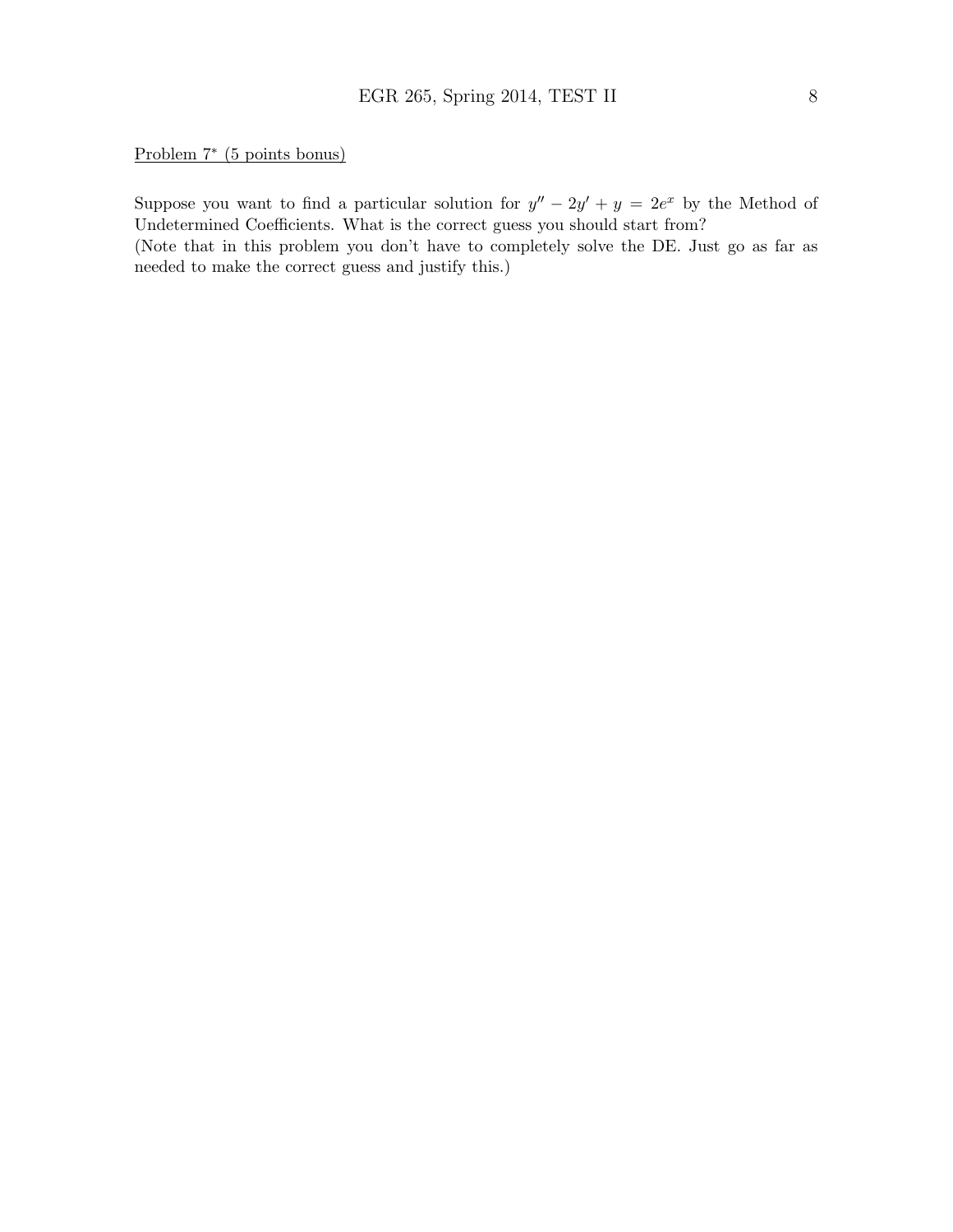Problem 7* (5 points bonus)

Suppose you want to find a particular solution for $y'' - 2y' + y = 2e^x$ by the Method of Undetermined Coefficients. What is the correct guess you should start from?
(Note that in this problem you don't have to completely solve the DE. Just go as far as needed to make the correct guess and justify this.)